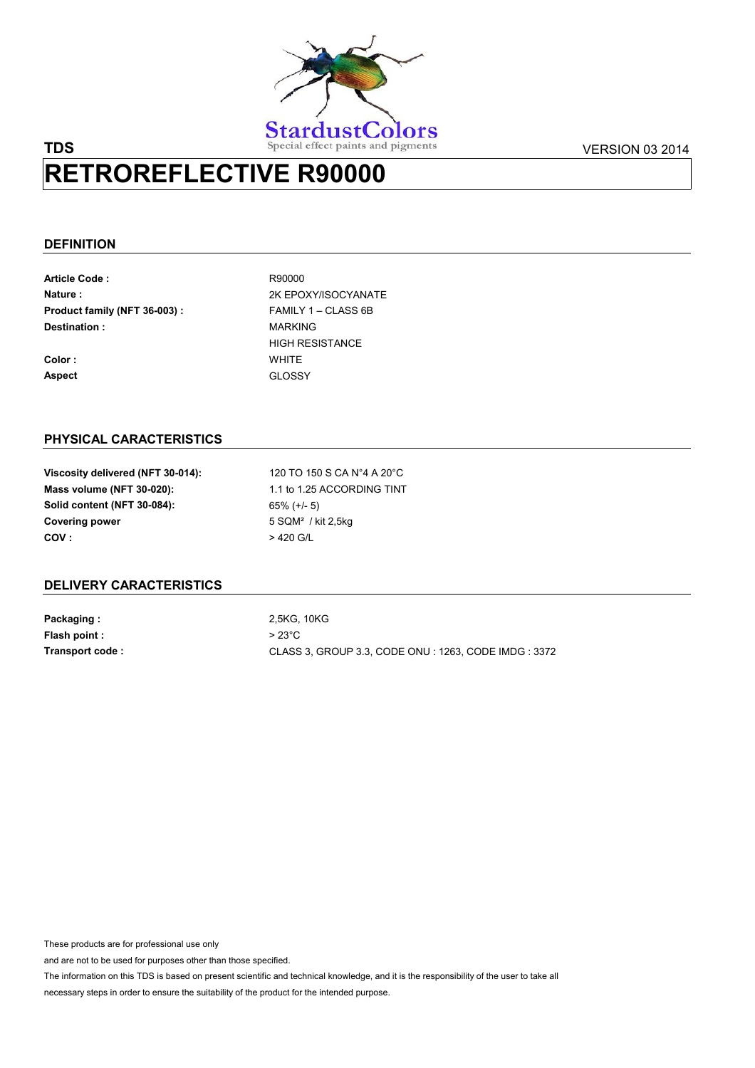StardustColors
Special effect paints and pigments

**TDS** VERSION 03 2014

# RETROREFLECTIVE R90000

## DEFINITION

| | |
|---|---|
| **Article Code :** | R90000 |
| **Nature :** | 2K EPOXY/ISOCYANATE |
| **Product family (NFT 36-003) :** | FAMILY 1 – CLASS 6B |
| **Destination :** | MARKING<br>HIGH RESISTANCE |
| **Color :** | WHITE |
| **Aspect** | GLOSSY |

## PHYSICAL CARACTERISTICS

| | |
|---|---|
| **Viscosity delivered (NFT 30-014):** | 120 TO 150 S CA N°4 A 20°C |
| **Mass volume (NFT 30-020):** | 1.1 to 1.25 ACCORDING TINT |
| **Solid content (NFT 30-084):** | 65% (+/- 5) |
| **Covering power** | 5 SQM² / kit 2,5kg |
| **COV :** | > 420 G/L |

## DELIVERY CARACTERISTICS

| | |
|---|---|
| **Packaging :** | 2,5KG, 10KG |
| **Flash point :** | > 23°C |
| **Transport code :** | CLASS 3, GROUP 3.3, CODE ONU : 1263, CODE IMDG : 3372 |

These products are for professional use only

and are not to be used for purposes other than those specified.

The information on this TDS is based on present scientific and technical knowledge, and it is the responsibility of the user to take all necessary steps in order to ensure the suitability of the product for the intended purpose.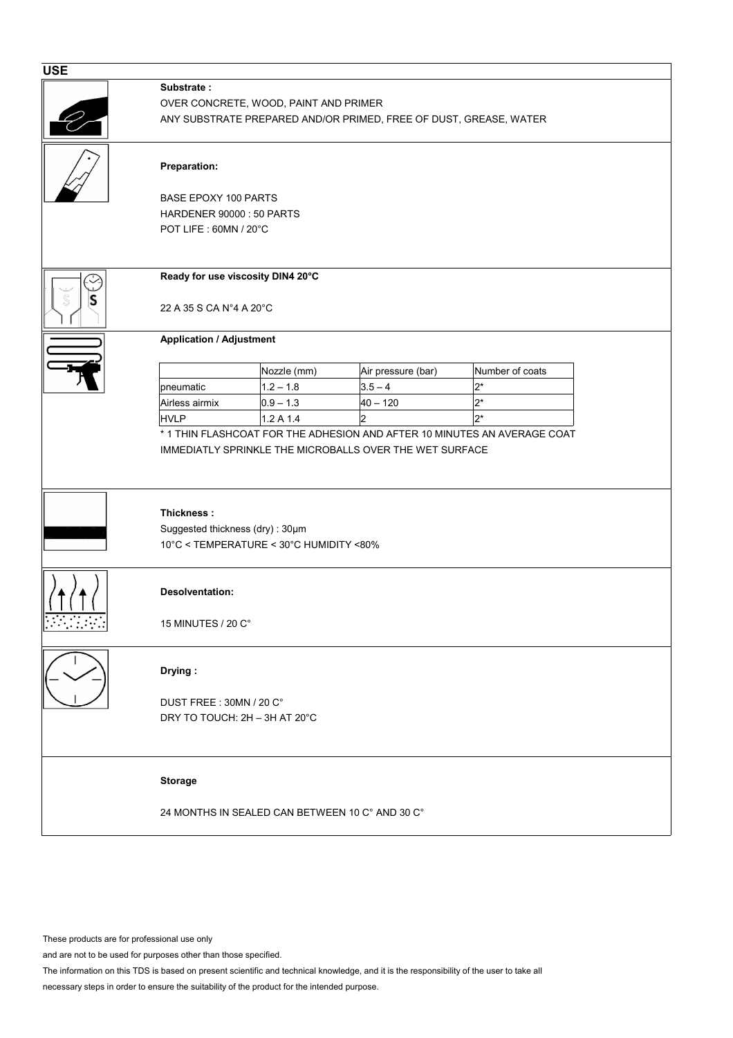## USE

**Substrate :**

OVER CONCRETE, WOOD, PAINT AND PRIMER

ANY SUBSTRATE PREPARED AND/OR PRIMED, FREE OF DUST, GREASE, WATER

**Preparation:**

BASE EPOXY 100 PARTS

HARDENER 90000 : 50 PARTS

POT LIFE : 60MN / 20°C

**Ready for use viscosity DIN4 20°C**

22 A 35 S CA N°4 A 20°C

**Application / Adjustment**

| | Nozzle (mm) | Air pressure (bar) | Number of coats |
|---|---|---|---|
| pneumatic | 1.2 – 1.8 | 3.5 – 4 | 2* |
| Airless airmix | 0.9 – 1.3 | 40 – 120 | 2* |
| HVLP | 1.2 A 1.4 | 2 | 2* |

* 1 THIN FLASHCOAT FOR THE ADHESION AND AFTER 10 MINUTES AN AVERAGE COAT

IMMEDIATLY SPRINKLE THE MICROBALLS OVER THE WET SURFACE

**Thickness :**

Suggested thickness (dry) : 30µm

10°C < TEMPERATURE < 30°C HUMIDITY <80%

**Desolventation:**

15 MINUTES / 20 C°

**Drying :**

DUST FREE : 30MN / 20 C°

DRY TO TOUCH: 2H – 3H AT 20°C

**Storage**

24 MONTHS IN SEALED CAN BETWEEN 10 C° AND 30 C°

These products are for professional use only

and are not to be used for purposes other than those specified.

The information on this TDS is based on present scientific and technical knowledge, and it is the responsibility of the user to take all

necessary steps in order to ensure the suitability of the product for the intended purpose.